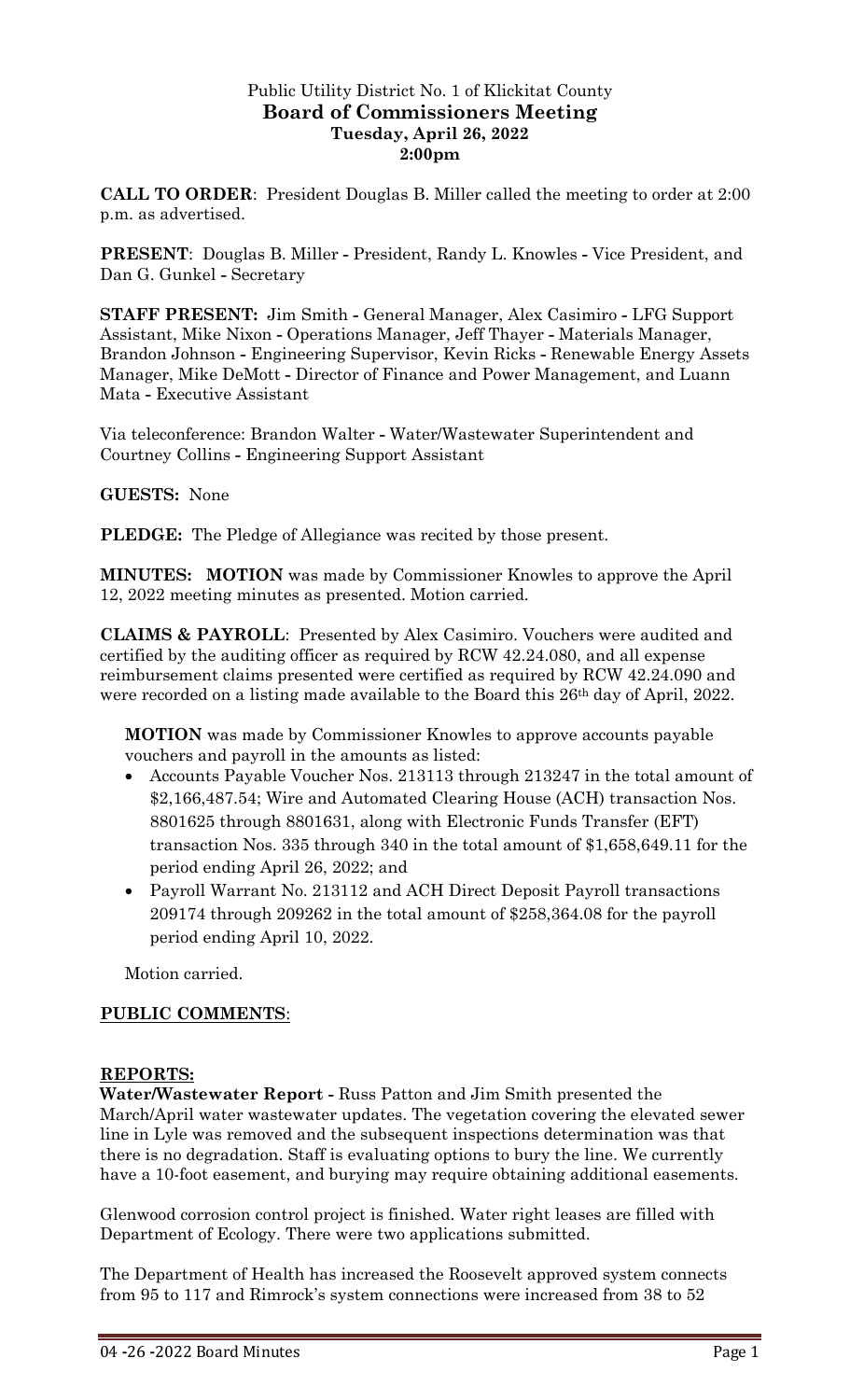Public Utility District No. 1 of Klickitat County
**Board of Commissioners Meeting**
**Tuesday, April 26, 2022**
**2:00pm**

**CALL TO ORDER**: President Douglas B. Miller called the meeting to order at 2:00 p.m. as advertised.

**PRESENT**: Douglas B. Miller - President, Randy L. Knowles - Vice President, and Dan G. Gunkel - Secretary

**STAFF PRESENT:** Jim Smith - General Manager, Alex Casimiro - LFG Support Assistant, Mike Nixon - Operations Manager, Jeff Thayer - Materials Manager, Brandon Johnson - Engineering Supervisor, Kevin Ricks - Renewable Energy Assets Manager, Mike DeMott - Director of Finance and Power Management, and Luann Mata - Executive Assistant

Via teleconference: Brandon Walter - Water/Wastewater Superintendent and Courtney Collins - Engineering Support Assistant

**GUESTS:** None

**PLEDGE:** The Pledge of Allegiance was recited by those present.

**MINUTES: MOTION** was made by Commissioner Knowles to approve the April 12, 2022 meeting minutes as presented. Motion carried.

**CLAIMS & PAYROLL**: Presented by Alex Casimiro. Vouchers were audited and certified by the auditing officer as required by RCW 42.24.080, and all expense reimbursement claims presented were certified as required by RCW 42.24.090 and were recorded on a listing made available to the Board this 26th day of April, 2022.

**MOTION** was made by Commissioner Knowles to approve accounts payable vouchers and payroll in the amounts as listed:

- Accounts Payable Voucher Nos. 213113 through 213247 in the total amount of $2,166,487.54; Wire and Automated Clearing House (ACH) transaction Nos. 8801625 through 8801631, along with Electronic Funds Transfer (EFT) transaction Nos. 335 through 340 in the total amount of $1,658,649.11 for the period ending April 26, 2022; and
- Payroll Warrant No. 213112 and ACH Direct Deposit Payroll transactions 209174 through 209262 in the total amount of $258,364.08 for the payroll period ending April 10, 2022.

Motion carried.

## PUBLIC COMMENTS:

## REPORTS:

**Water/Wastewater Report -** Russ Patton and Jim Smith presented the March/April water wastewater updates. The vegetation covering the elevated sewer line in Lyle was removed and the subsequent inspections determination was that there is no degradation. Staff is evaluating options to bury the line. We currently have a 10-foot easement, and burying may require obtaining additional easements.

Glenwood corrosion control project is finished. Water right leases are filled with Department of Ecology. There were two applications submitted.

The Department of Health has increased the Roosevelt approved system connects from 95 to 117 and Rimrock's system connections were increased from 38 to 52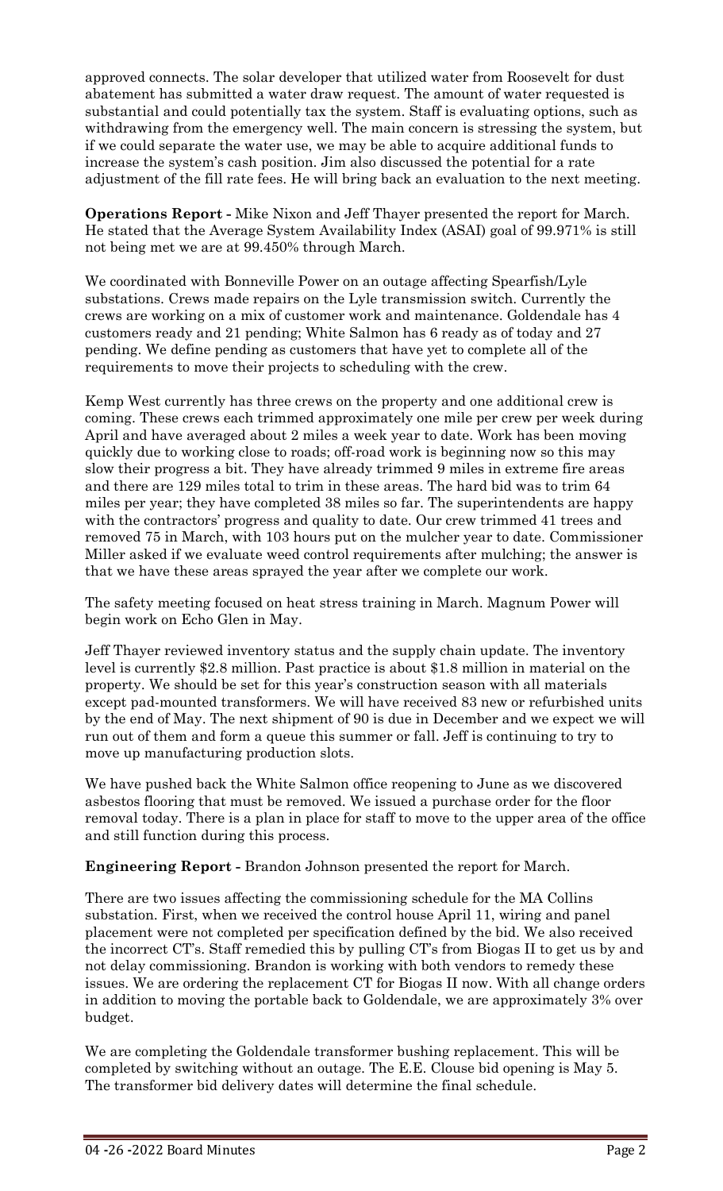approved connects. The solar developer that utilized water from Roosevelt for dust abatement has submitted a water draw request. The amount of water requested is substantial and could potentially tax the system. Staff is evaluating options, such as withdrawing from the emergency well. The main concern is stressing the system, but if we could separate the water use, we may be able to acquire additional funds to increase the system's cash position. Jim also discussed the potential for a rate adjustment of the fill rate fees. He will bring back an evaluation to the next meeting.

**Operations Report -** Mike Nixon and Jeff Thayer presented the report for March. He stated that the Average System Availability Index (ASAI) goal of 99.971% is still not being met we are at 99.450% through March.

We coordinated with Bonneville Power on an outage affecting Spearfish/Lyle substations. Crews made repairs on the Lyle transmission switch. Currently the crews are working on a mix of customer work and maintenance. Goldendale has 4 customers ready and 21 pending; White Salmon has 6 ready as of today and 27 pending. We define pending as customers that have yet to complete all of the requirements to move their projects to scheduling with the crew.

Kemp West currently has three crews on the property and one additional crew is coming. These crews each trimmed approximately one mile per crew per week during April and have averaged about 2 miles a week year to date. Work has been moving quickly due to working close to roads; off-road work is beginning now so this may slow their progress a bit. They have already trimmed 9 miles in extreme fire areas and there are 129 miles total to trim in these areas. The hard bid was to trim 64 miles per year; they have completed 38 miles so far. The superintendents are happy with the contractors' progress and quality to date. Our crew trimmed 41 trees and removed 75 in March, with 103 hours put on the mulcher year to date. Commissioner Miller asked if we evaluate weed control requirements after mulching; the answer is that we have these areas sprayed the year after we complete our work.

The safety meeting focused on heat stress training in March. Magnum Power will begin work on Echo Glen in May.

Jeff Thayer reviewed inventory status and the supply chain update. The inventory level is currently $2.8 million. Past practice is about $1.8 million in material on the property. We should be set for this year's construction season with all materials except pad-mounted transformers. We will have received 83 new or refurbished units by the end of May. The next shipment of 90 is due in December and we expect we will run out of them and form a queue this summer or fall. Jeff is continuing to try to move up manufacturing production slots.

We have pushed back the White Salmon office reopening to June as we discovered asbestos flooring that must be removed. We issued a purchase order for the floor removal today. There is a plan in place for staff to move to the upper area of the office and still function during this process.

**Engineering Report -** Brandon Johnson presented the report for March.

There are two issues affecting the commissioning schedule for the MA Collins substation. First, when we received the control house April 11, wiring and panel placement were not completed per specification defined by the bid. We also received the incorrect CT's. Staff remedied this by pulling CT's from Biogas II to get us by and not delay commissioning. Brandon is working with both vendors to remedy these issues. We are ordering the replacement CT for Biogas II now. With all change orders in addition to moving the portable back to Goldendale, we are approximately 3% over budget.

We are completing the Goldendale transformer bushing replacement. This will be completed by switching without an outage. The E.E. Clouse bid opening is May 5. The transformer bid delivery dates will determine the final schedule.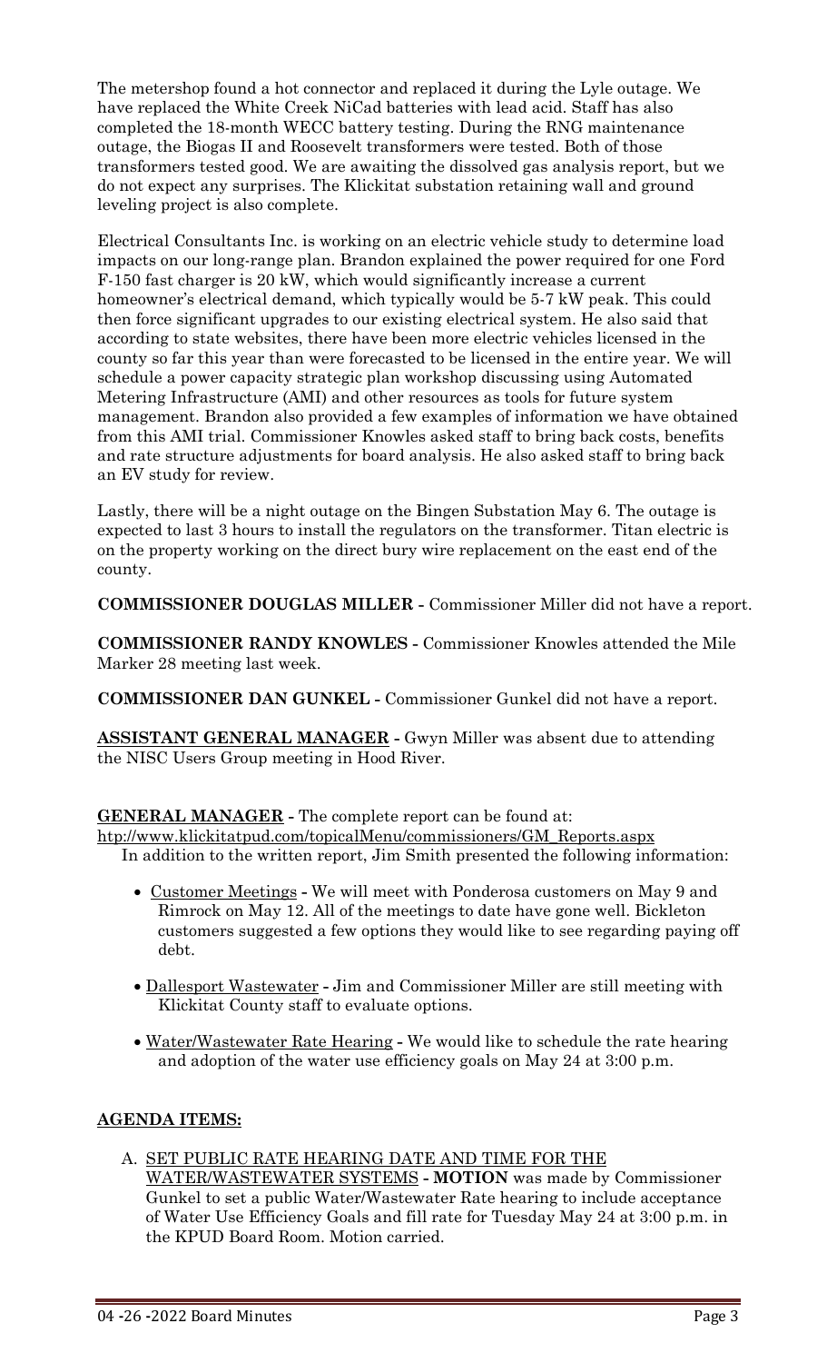The metershop found a hot connector and replaced it during the Lyle outage. We have replaced the White Creek NiCad batteries with lead acid. Staff has also completed the 18-month WECC battery testing. During the RNG maintenance outage, the Biogas II and Roosevelt transformers were tested. Both of those transformers tested good. We are awaiting the dissolved gas analysis report, but we do not expect any surprises. The Klickitat substation retaining wall and ground leveling project is also complete.

Electrical Consultants Inc. is working on an electric vehicle study to determine load impacts on our long-range plan. Brandon explained the power required for one Ford F-150 fast charger is 20 kW, which would significantly increase a current homeowner's electrical demand, which typically would be 5-7 kW peak. This could then force significant upgrades to our existing electrical system. He also said that according to state websites, there have been more electric vehicles licensed in the county so far this year than were forecasted to be licensed in the entire year. We will schedule a power capacity strategic plan workshop discussing using Automated Metering Infrastructure (AMI) and other resources as tools for future system management. Brandon also provided a few examples of information we have obtained from this AMI trial. Commissioner Knowles asked staff to bring back costs, benefits and rate structure adjustments for board analysis. He also asked staff to bring back an EV study for review.

Lastly, there will be a night outage on the Bingen Substation May 6. The outage is expected to last 3 hours to install the regulators on the transformer. Titan electric is on the property working on the direct bury wire replacement on the east end of the county.

**COMMISSIONER DOUGLAS MILLER -** Commissioner Miller did not have a report.

**COMMISSIONER RANDY KNOWLES -** Commissioner Knowles attended the Mile Marker 28 meeting last week.

**COMMISSIONER DAN GUNKEL -** Commissioner Gunkel did not have a report.

**ASSISTANT GENERAL MANAGER -** Gwyn Miller was absent due to attending the NISC Users Group meeting in Hood River.

**GENERAL MANAGER -** The complete report can be found at: http://www.klickitatpud.com/topicalMenu/commissioners/GM_Reports.aspx
In addition to the written report, Jim Smith presented the following information:

- Customer Meetings - We will meet with Ponderosa customers on May 9 and Rimrock on May 12. All of the meetings to date have gone well. Bickleton customers suggested a few options they would like to see regarding paying off debt.
- Dallesport Wastewater - Jim and Commissioner Miller are still meeting with Klickitat County staff to evaluate options.
- Water/Wastewater Rate Hearing - We would like to schedule the rate hearing and adoption of the water use efficiency goals on May 24 at 3:00 p.m.

**AGENDA ITEMS:**

A. SET PUBLIC RATE HEARING DATE AND TIME FOR THE WATER/WASTEWATER SYSTEMS - **MOTION** was made by Commissioner Gunkel to set a public Water/Wastewater Rate hearing to include acceptance of Water Use Efficiency Goals and fill rate for Tuesday May 24 at 3:00 p.m. in the KPUD Board Room. Motion carried.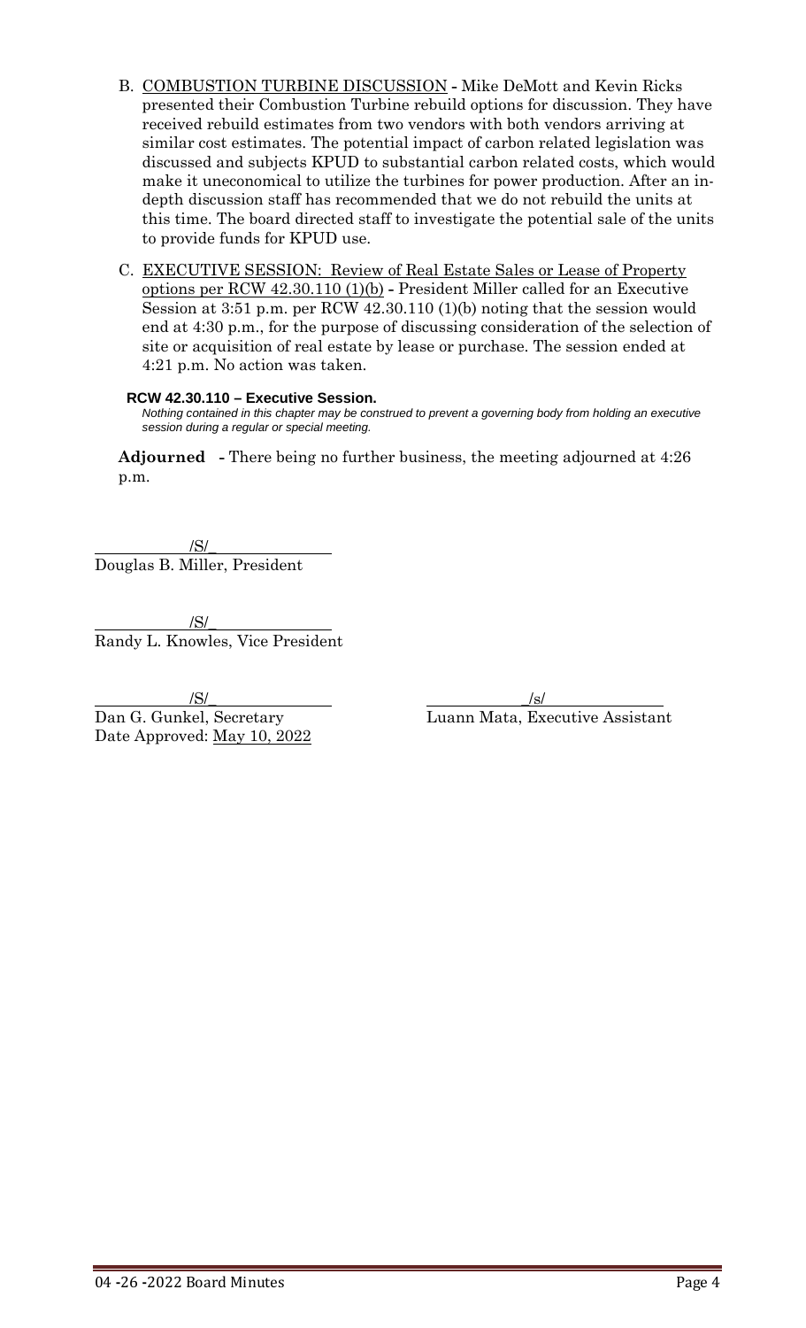B. COMBUSTION TURBINE DISCUSSION - Mike DeMott and Kevin Ricks presented their Combustion Turbine rebuild options for discussion. They have received rebuild estimates from two vendors with both vendors arriving at similar cost estimates. The potential impact of carbon related legislation was discussed and subjects KPUD to substantial carbon related costs, which would make it uneconomical to utilize the turbines for power production. After an in-depth discussion staff has recommended that we do not rebuild the units at this time. The board directed staff to investigate the potential sale of the units to provide funds for KPUD use.

C. EXECUTIVE SESSION: Review of Real Estate Sales or Lease of Property options per RCW 42.30.110 (1)(b) - President Miller called for an Executive Session at 3:51 p.m. per RCW 42.30.110 (1)(b) noting that the session would end at 4:30 p.m., for the purpose of discussing consideration of the selection of site or acquisition of real estate by lease or purchase. The session ended at 4:21 p.m. No action was taken.

**RCW 42.30.110 – Executive Session.**
*Nothing contained in this chapter may be construed to prevent a governing body from holding an executive session during a regular or special meeting.*

**Adjourned** - There being no further business, the meeting adjourned at 4:26 p.m.

/S/
Douglas B. Miller, President

/S/
Randy L. Knowles, Vice President

/S/
Dan G. Gunkel, Secretary
Date Approved: May 10, 2022

/s/
Luann Mata, Executive Assistant